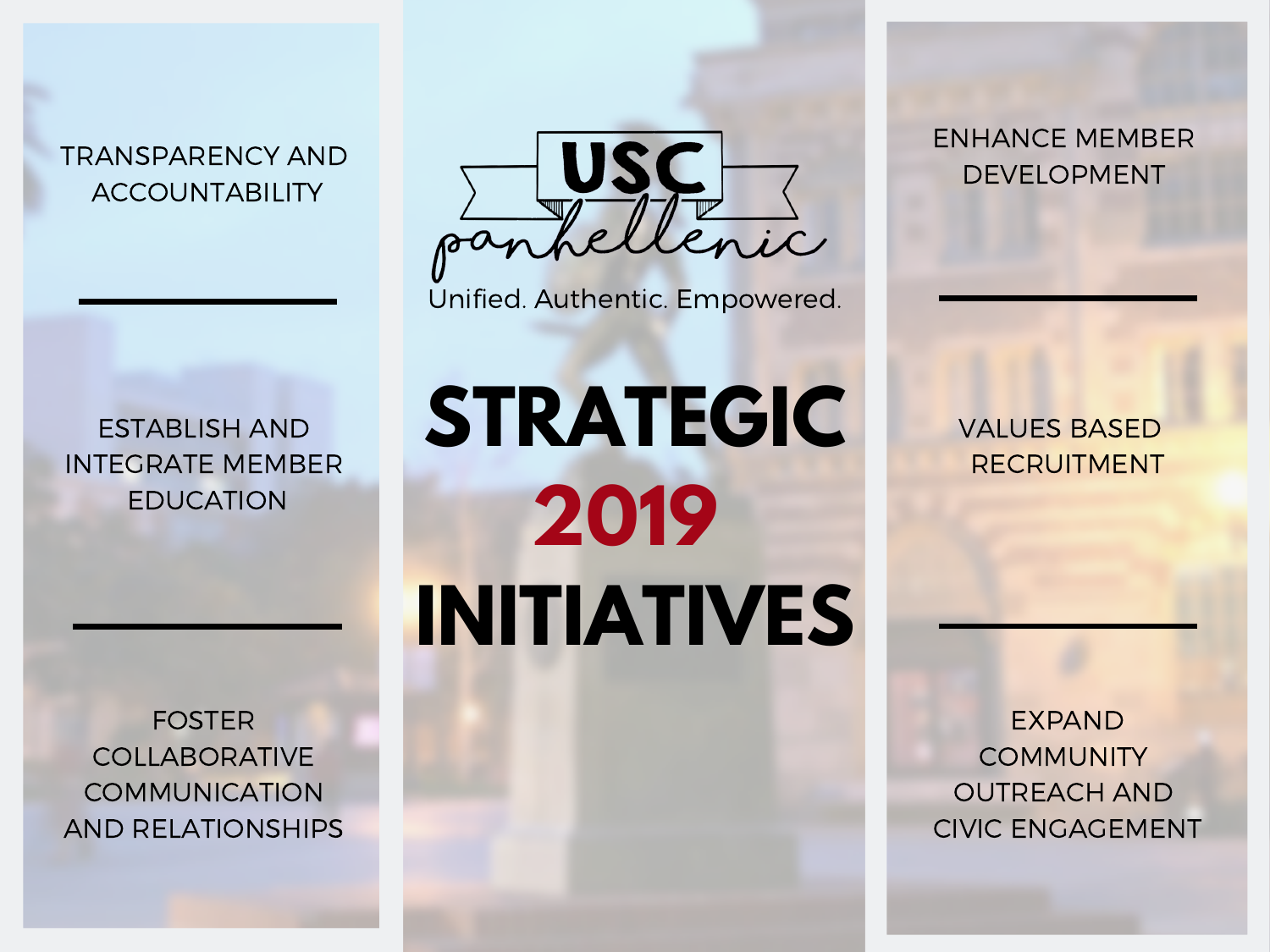# USC panhellenic

Unified. Authentic. Empowered.

# STRATEGIC 2019 INITIATIVES

TRANSPARENCY AND ACCOUNTABILITY

---

ESTABLISH AND INTEGRATE MEMBER EDUCATION

---

FOSTER COLLABORATIVE COMMUNICATION AND RELATIONSHIPS

ENHANCE MEMBER DEVELOPMENT

---

VALUES BASED RECRUITMENT

---

EXPAND COMMUNITY OUTREACH AND CIVIC ENGAGEMENT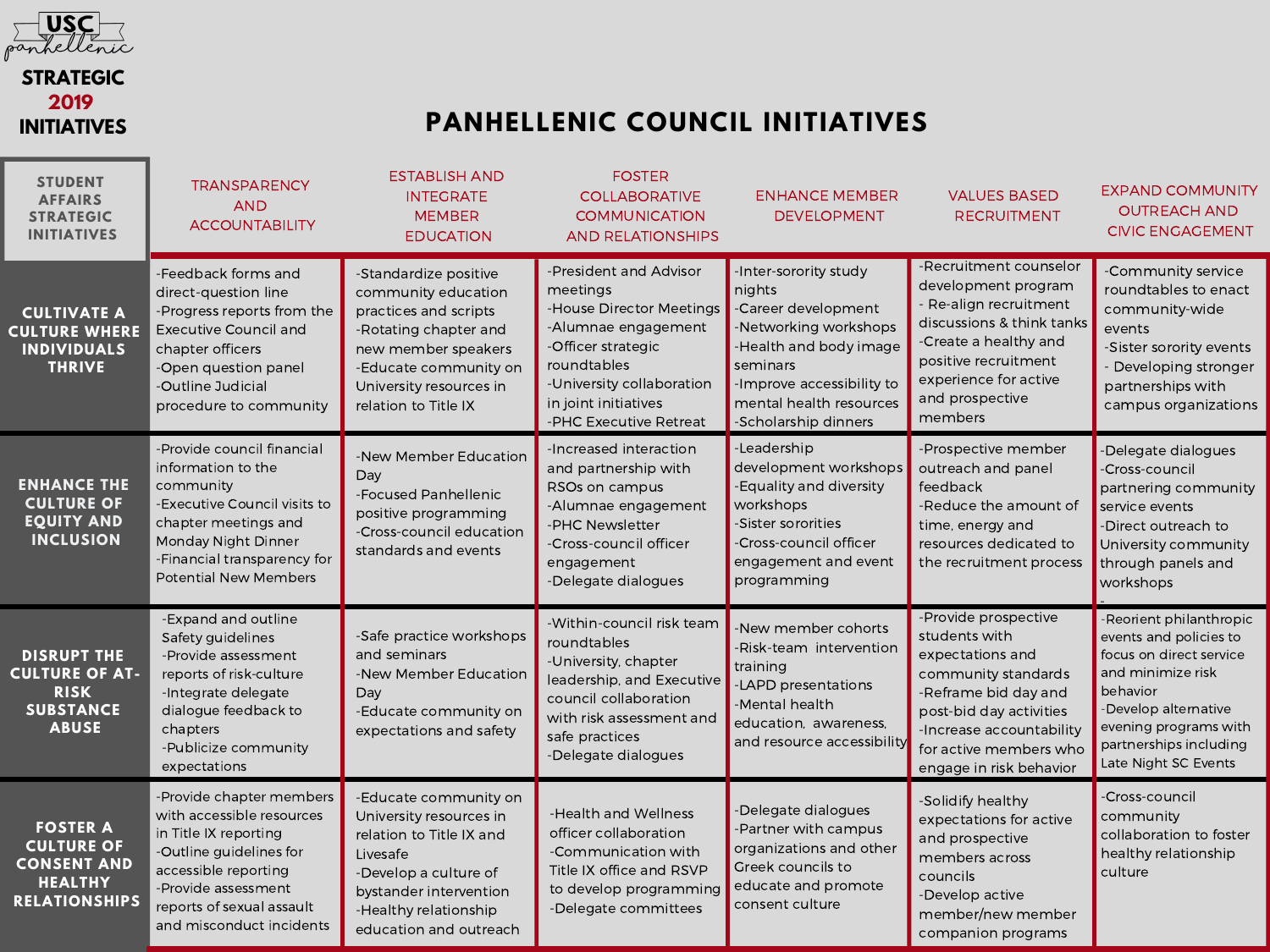USC panhellenic

**STRATEGIC 2019 INITIATIVES**

# PANHELLENIC COUNCIL INITIATIVES

| STUDENT AFFAIRS STRATEGIC INITIATIVES | TRANSPARENCY AND ACCOUNTABILITY | ESTABLISH AND INTEGRATE MEMBER EDUCATION | FOSTER COLLABORATIVE COMMUNICATION AND RELATIONSHIPS | ENHANCE MEMBER DEVELOPMENT | VALUES BASED RECRUITMENT | EXPAND COMMUNITY OUTREACH AND CIVIC ENGAGEMENT |
|---|---|---|---|---|---|---|
| **CULTIVATE A CULTURE WHERE INDIVIDUALS THRIVE** | -Feedback forms and direct-question line<br>-Progress reports from the Executive Council and chapter officers<br>-Open question panel<br>-Outline Judicial procedure to community | -Standardize positive community education practices and scripts<br>-Rotating chapter and new member speakers<br>-Educate community on University resources in relation to Title IX | -President and Advisor meetings<br>-House Director Meetings<br>-Alumnae engagement<br>-Officer strategic roundtables<br>-University collaboration in joint initiatives<br>-PHC Executive Retreat | -Inter-sorority study nights<br>-Career development<br>-Networking workshops<br>-Health and body image seminars<br>-Improve accessibility to mental health resources<br>-Scholarship dinners | -Recruitment counselor development program<br>- Re-align recruitment discussions & think tanks<br>-Create a healthy and positive recruitment experience for active and prospective members | -Community service roundtables to enact community-wide events<br>-Sister sorority events<br>- Developing stronger partnerships with campus organizations |
| **ENHANCE THE CULTURE OF EQUITY AND INCLUSION** | -Provide council financial information to the community<br>-Executive Council visits to chapter meetings and Monday Night Dinner<br>-Financial transparency for Potential New Members | -New Member Education Day<br>-Focused Panhellenic positive programming<br>-Cross-council education standards and events | -Increased interaction and partnership with RSOs on campus<br>-Alumnae engagement<br>-PHC Newsletter<br>-Cross-council officer engagement<br>-Delegate dialogues | -Leadership development workshops<br>-Equality and diversity workshops<br>-Sister sororities<br>-Cross-council officer engagement and event programming | -Prospective member outreach and panel feedback<br>-Reduce the amount of time, energy and resources dedicated to the recruitment process | -Delegate dialogues<br>-Cross-council partnering community service events<br>-Direct outreach to University community through panels and workshops<br>- |
| **DISRUPT THE CULTURE OF AT-RISK SUBSTANCE ABUSE** | -Expand and outline Safety guidelines<br>-Provide assessment reports of risk-culture<br>-Integrate delegate dialogue feedback to chapters<br>-Publicize community expectations | -Safe practice workshops and seminars<br>-New Member Education Day<br>-Educate community on expectations and safety | -Within-council risk team roundtables<br>-University, chapter leadership, and Executive council collaboration with risk assessment and safe practices<br>-Delegate dialogues | -New member cohorts<br>-Risk-team intervention training<br>-LAPD presentations<br>-Mental health education, awareness, and resource accessibility | -Provide prospective students with expectations and community standards<br>-Reframe bid day and post-bid day activities<br>-Increase accountability for active members who engage in risk behavior | -Reorient philanthropic events and policies to focus on direct service and minimize risk behavior<br>-Develop alternative evening programs with partnerships including Late Night SC Events |
| **FOSTER A CULTURE OF CONSENT AND HEALTHY RELATIONSHIPS** | -Provide chapter members with accessible resources in Title IX reporting<br>-Outline guidelines for accessible reporting<br>-Provide assessment reports of sexual assault and misconduct incidents | -Educate community on University resources in relation to Title IX and Livesafe<br>-Develop a culture of bystander intervention<br>-Healthy relationship education and outreach | -Health and Wellness officer collaboration<br>-Communication with Title IX office and RSVP to develop programming<br>-Delegate committees | -Delegate dialogues<br>-Partner with campus organizations and other Greek councils to educate and promote consent culture | -Solidify healthy expectations for active and prospective members across councils<br>-Develop active member/new member companion programs | -Cross-council community collaboration to foster healthy relationship culture |